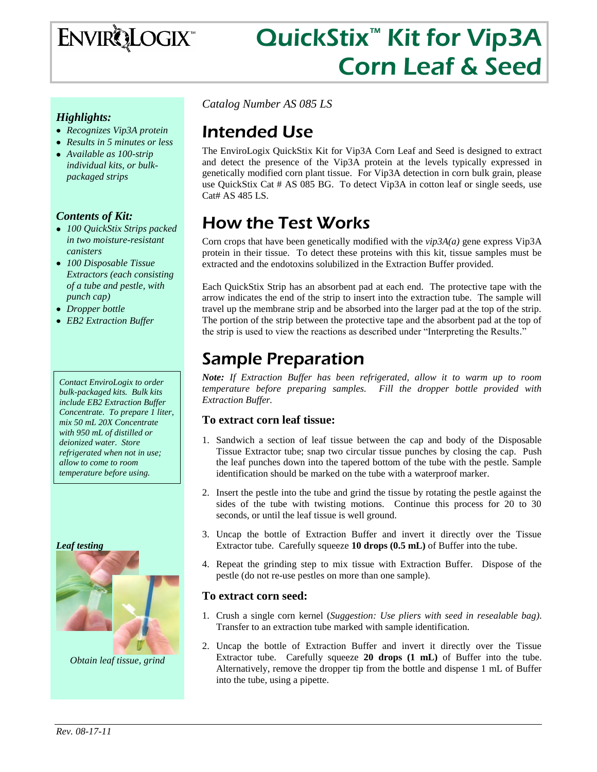# QuickStix™ Kit for Vip3A Corn Leaf & Seed

ENVIROLOGIX™

### *Highlights:*

- *Recognizes Vip3A protein*
- *Results in 5 minutes or less*
- *Available as 100-strip individual kits, or bulk-packaged strips*

### *Contents of Kit:*

- *100 QuickStix Strips packed in two moisture-resistant canisters*
- *100 Disposable Tissue Extractors (each consisting of a tube and pestle, with punch cap)*
- *Dropper bottle*
- *EB2 Extraction Buffer*

*Contact EnviroLogix to order bulk-packaged kits. Bulk kits include EB2 Extraction Buffer Concentrate. To prepare 1 liter, mix 50 mL 20X Concentrate with 950 mL of distilled or deionized water. Store refrigerated when not in use; allow to come to room temperature before using.*

***Leaf testing***

*Obtain leaf tissue, grind*

*Catalog Number AS 085 LS*

## Intended Use

The EnviroLogix QuickStix Kit for Vip3A Corn Leaf and Seed is designed to extract and detect the presence of the Vip3A protein at the levels typically expressed in genetically modified corn plant tissue. For Vip3A detection in corn bulk grain, please use QuickStix Cat # AS 085 BG. To detect Vip3A in cotton leaf or single seeds, use Cat# AS 485 LS.

## How the Test Works

Corn crops that have been genetically modified with the *vip3A(a)* gene express Vip3A protein in their tissue. To detect these proteins with this kit, tissue samples must be extracted and the endotoxins solubilized in the Extraction Buffer provided.

Each QuickStix Strip has an absorbent pad at each end. The protective tape with the arrow indicates the end of the strip to insert into the extraction tube. The sample will travel up the membrane strip and be absorbed into the larger pad at the top of the strip. The portion of the strip between the protective tape and the absorbent pad at the top of the strip is used to view the reactions as described under "Interpreting the Results."

## Sample Preparation

***Note:*** *If Extraction Buffer has been refrigerated, allow it to warm up to room temperature before preparing samples. Fill the dropper bottle provided with Extraction Buffer.*

### To extract corn leaf tissue:

1. Sandwich a section of leaf tissue between the cap and body of the Disposable Tissue Extractor tube; snap two circular tissue punches by closing the cap. Push the leaf punches down into the tapered bottom of the tube with the pestle. Sample identification should be marked on the tube with a waterproof marker.
2. Insert the pestle into the tube and grind the tissue by rotating the pestle against the sides of the tube with twisting motions. Continue this process for 20 to 30 seconds, or until the leaf tissue is well ground.
3. Uncap the bottle of Extraction Buffer and invert it directly over the Tissue Extractor tube. Carefully squeeze **10 drops (0.5 mL)** of Buffer into the tube.
4. Repeat the grinding step to mix tissue with Extraction Buffer. Dispose of the pestle (do not re-use pestles on more than one sample).

### To extract corn seed:

1. Crush a single corn kernel (*Suggestion: Use pliers with seed in resealable bag).* Transfer to an extraction tube marked with sample identification.
2. Uncap the bottle of Extraction Buffer and invert it directly over the Tissue Extractor tube. Carefully squeeze **20 drops (1 mL)** of Buffer into the tube. Alternatively, remove the dropper tip from the bottle and dispense 1 mL of Buffer into the tube, using a pipette.

*Rev. 08-17-11*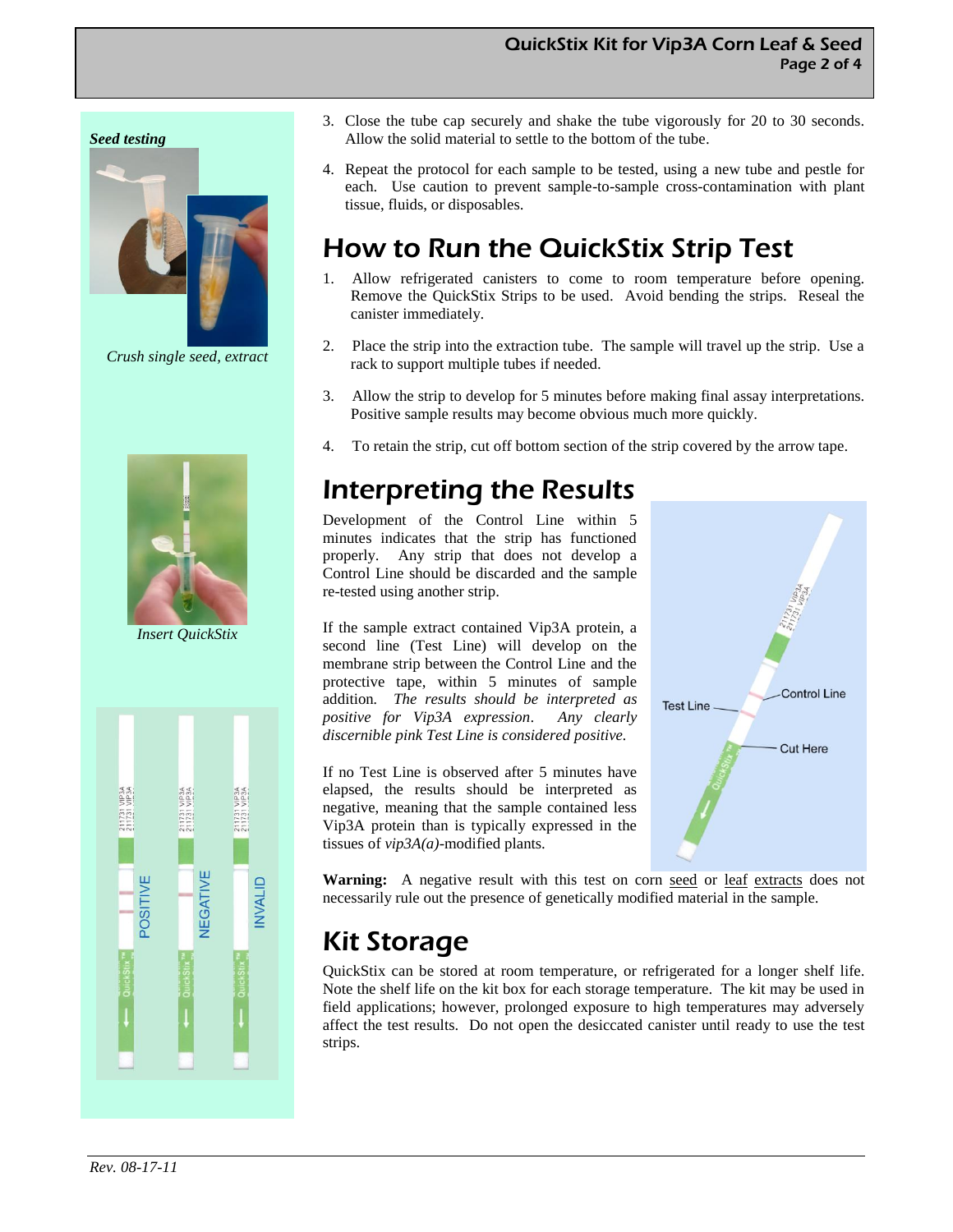*Seed testing*

*Crush single seed, extract*

*Insert QuickStix*

3. Close the tube cap securely and shake the tube vigorously for 20 to 30 seconds. Allow the solid material to settle to the bottom of the tube.

4. Repeat the protocol for each sample to be tested, using a new tube and pestle for each. Use caution to prevent sample-to-sample cross-contamination with plant tissue, fluids, or disposables.

# How to Run the QuickStix Strip Test

1. Allow refrigerated canisters to come to room temperature before opening. Remove the QuickStix Strips to be used. Avoid bending the strips. Reseal the canister immediately.

2. Place the strip into the extraction tube. The sample will travel up the strip. Use a rack to support multiple tubes if needed.

3. Allow the strip to develop for 5 minutes before making final assay interpretations. Positive sample results may become obvious much more quickly.

4. To retain the strip, cut off bottom section of the strip covered by the arrow tape.

# Interpreting the Results

Development of the Control Line within 5 minutes indicates that the strip has functioned properly. Any strip that does not develop a Control Line should be discarded and the sample re-tested using another strip.

If the sample extract contained Vip3A protein, a second line (Test Line) will develop on the membrane strip between the Control Line and the protective tape, within 5 minutes of sample addition. *The results should be interpreted as positive for Vip3A expression. Any clearly discernible pink Test Line is considered positive.*

If no Test Line is observed after 5 minutes have elapsed, the results should be interpreted as negative, meaning that the sample contained less Vip3A protein than is typically expressed in the tissues of *vip3A(a)*-modified plants.

**Warning:** A negative result with this test on corn seed or leaf extracts does not necessarily rule out the presence of genetically modified material in the sample.

# Kit Storage

QuickStix can be stored at room temperature, or refrigerated for a longer shelf life. Note the shelf life on the kit box for each storage temperature. The kit may be used in field applications; however, prolonged exposure to high temperatures may adversely affect the test results. Do not open the desiccated canister until ready to use the test strips.

*Rev. 08-17-11*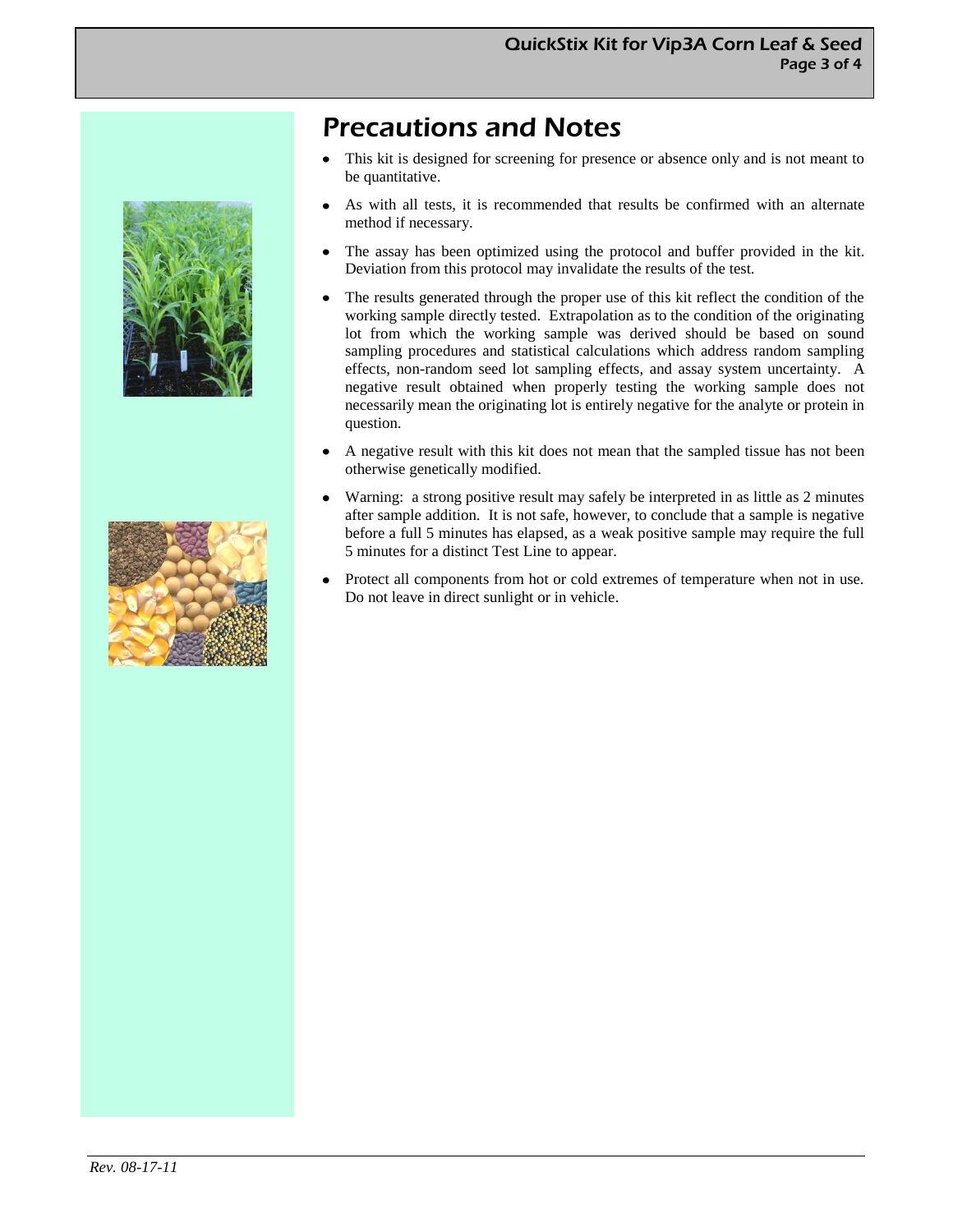# Precautions and Notes

- This kit is designed for screening for presence or absence only and is not meant to be quantitative.
- As with all tests, it is recommended that results be confirmed with an alternate method if necessary.
- The assay has been optimized using the protocol and buffer provided in the kit. Deviation from this protocol may invalidate the results of the test.
- The results generated through the proper use of this kit reflect the condition of the working sample directly tested. Extrapolation as to the condition of the originating lot from which the working sample was derived should be based on sound sampling procedures and statistical calculations which address random sampling effects, non-random seed lot sampling effects, and assay system uncertainty. A negative result obtained when properly testing the working sample does not necessarily mean the originating lot is entirely negative for the analyte or protein in question.
- A negative result with this kit does not mean that the sampled tissue has not been otherwise genetically modified.
- Warning: a strong positive result may safely be interpreted in as little as 2 minutes after sample addition. It is not safe, however, to conclude that a sample is negative before a full 5 minutes has elapsed, as a weak positive sample may require the full 5 minutes for a distinct Test Line to appear.
- Protect all components from hot or cold extremes of temperature when not in use. Do not leave in direct sunlight or in vehicle.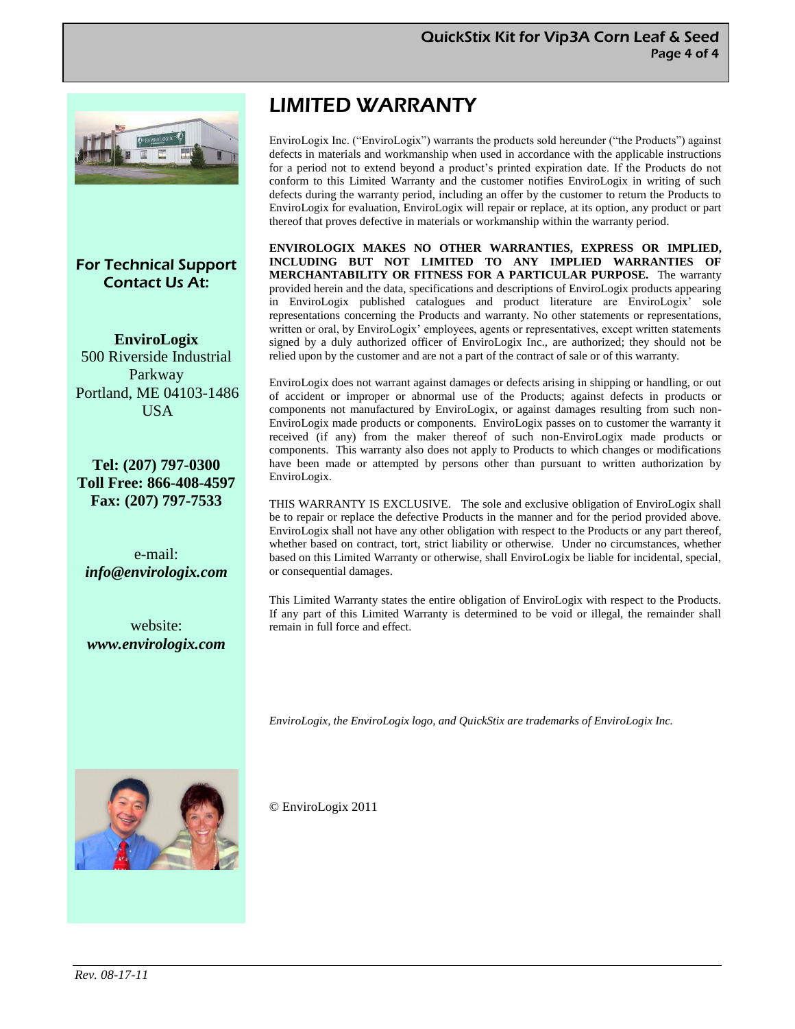## For Technical Support Contact Us At:

**EnviroLogix**
500 Riverside Industrial Parkway
Portland, ME 04103-1486
USA

**Tel: (207) 797-0300**
**Toll Free: 866-408-4597**
**Fax: (207) 797-7533**

e-mail:
***info@envirologix.com***

website:
***www.envirologix.com***

# LIMITED WARRANTY

EnviroLogix Inc. ("EnviroLogix") warrants the products sold hereunder ("the Products") against defects in materials and workmanship when used in accordance with the applicable instructions for a period not to extend beyond a product's printed expiration date. If the Products do not conform to this Limited Warranty and the customer notifies EnviroLogix in writing of such defects during the warranty period, including an offer by the customer to return the Products to EnviroLogix for evaluation, EnviroLogix will repair or replace, at its option, any product or part thereof that proves defective in materials or workmanship within the warranty period.

**ENVIROLOGIX MAKES NO OTHER WARRANTIES, EXPRESS OR IMPLIED, INCLUDING BUT NOT LIMITED TO ANY IMPLIED WARRANTIES OF MERCHANTABILITY OR FITNESS FOR A PARTICULAR PURPOSE.** The warranty provided herein and the data, specifications and descriptions of EnviroLogix products appearing in EnviroLogix published catalogues and product literature are EnviroLogix' sole representations concerning the Products and warranty. No other statements or representations, written or oral, by EnviroLogix' employees, agents or representatives, except written statements signed by a duly authorized officer of EnviroLogix Inc., are authorized; they should not be relied upon by the customer and are not a part of the contract of sale or of this warranty.

EnviroLogix does not warrant against damages or defects arising in shipping or handling, or out of accident or improper or abnormal use of the Products; against defects in products or components not manufactured by EnviroLogix, or against damages resulting from such non-EnviroLogix made products or components. EnviroLogix passes on to customer the warranty it received (if any) from the maker thereof of such non-EnviroLogix made products or components. This warranty also does not apply to Products to which changes or modifications have been made or attempted by persons other than pursuant to written authorization by EnviroLogix.

THIS WARRANTY IS EXCLUSIVE. The sole and exclusive obligation of EnviroLogix shall be to repair or replace the defective Products in the manner and for the period provided above. EnviroLogix shall not have any other obligation with respect to the Products or any part thereof, whether based on contract, tort, strict liability or otherwise. Under no circumstances, whether based on this Limited Warranty or otherwise, shall EnviroLogix be liable for incidental, special, or consequential damages.

This Limited Warranty states the entire obligation of EnviroLogix with respect to the Products. If any part of this Limited Warranty is determined to be void or illegal, the remainder shall remain in full force and effect.

*EnviroLogix, the EnviroLogix logo, and QuickStix are trademarks of EnviroLogix Inc.*

© EnviroLogix 2011

*Rev. 08-17-11*